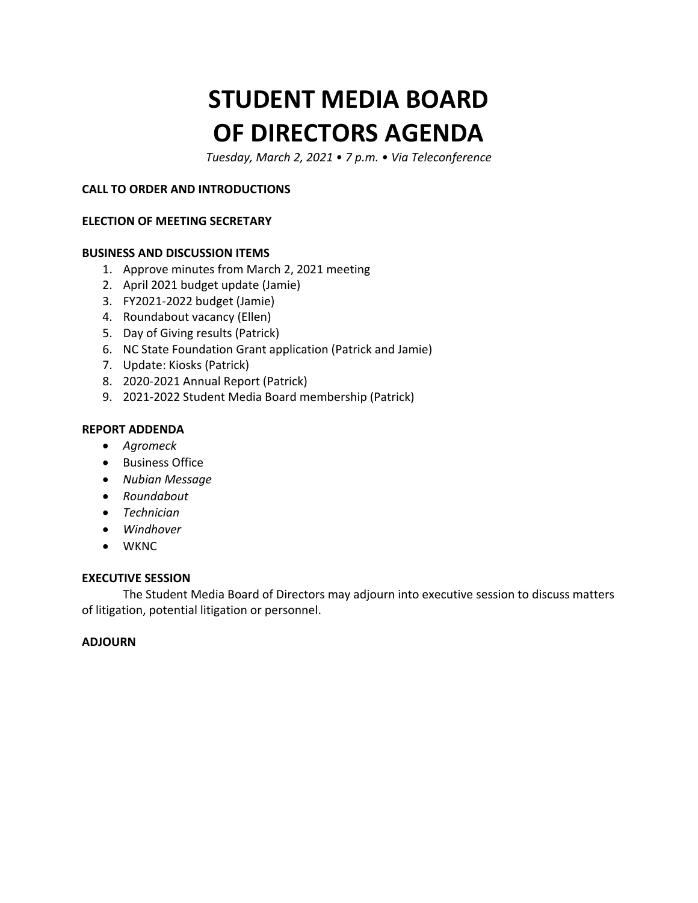# STUDENT MEDIA BOARD OF DIRECTORS AGENDA

*Tuesday, March 2, 2021 • 7 p.m. • Via Teleconference*

**CALL TO ORDER AND INTRODUCTIONS**

**ELECTION OF MEETING SECRETARY**

**BUSINESS AND DISCUSSION ITEMS**

1. Approve minutes from March 2, 2021 meeting
2. April 2021 budget update (Jamie)
3. FY2021-2022 budget (Jamie)
4. Roundabout vacancy (Ellen)
5. Day of Giving results (Patrick)
6. NC State Foundation Grant application (Patrick and Jamie)
7. Update: Kiosks (Patrick)
8. 2020-2021 Annual Report (Patrick)
9. 2021-2022 Student Media Board membership (Patrick)

**REPORT ADDENDA**

- *Agromeck*
- Business Office
- *Nubian Message*
- *Roundabout*
- *Technician*
- *Windhover*
- WKNC

**EXECUTIVE SESSION**

The Student Media Board of Directors may adjourn into executive session to discuss matters of litigation, potential litigation or personnel.

**ADJOURN**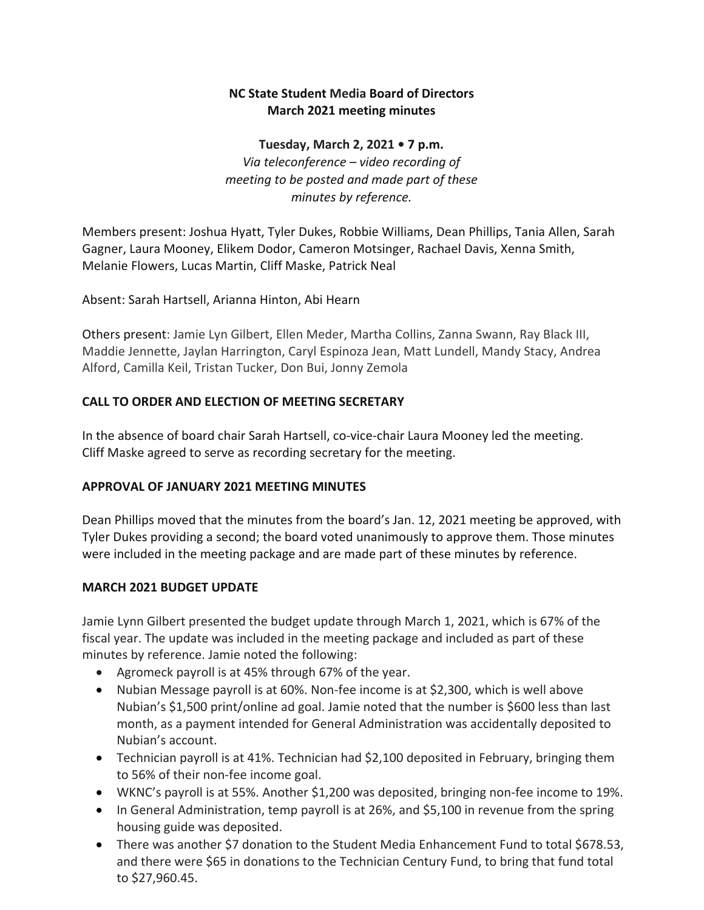**NC State Student Media Board of Directors**
**March 2021 meeting minutes**

**Tuesday, March 2, 2021 • 7 p.m.**
*Via teleconference – video recording of meeting to be posted and made part of these minutes by reference.*

Members present: Joshua Hyatt, Tyler Dukes, Robbie Williams, Dean Phillips, Tania Allen, Sarah Gagner, Laura Mooney, Elikem Dodor, Cameron Motsinger, Rachael Davis, Xenna Smith, Melanie Flowers, Lucas Martin, Cliff Maske, Patrick Neal

Absent: Sarah Hartsell, Arianna Hinton, Abi Hearn

Others present: Jamie Lyn Gilbert, Ellen Meder, Martha Collins, Zanna Swann, Ray Black III, Maddie Jennette, Jaylan Harrington, Caryl Espinoza Jean, Matt Lundell, Mandy Stacy, Andrea Alford, Camilla Keil, Tristan Tucker, Don Bui, Jonny Zemola

**CALL TO ORDER AND ELECTION OF MEETING SECRETARY**

In the absence of board chair Sarah Hartsell, co-vice-chair Laura Mooney led the meeting. Cliff Maske agreed to serve as recording secretary for the meeting.

**APPROVAL OF JANUARY 2021 MEETING MINUTES**

Dean Phillips moved that the minutes from the board's Jan. 12, 2021 meeting be approved, with Tyler Dukes providing a second; the board voted unanimously to approve them. Those minutes were included in the meeting package and are made part of these minutes by reference.

**MARCH 2021 BUDGET UPDATE**

Jamie Lynn Gilbert presented the budget update through March 1, 2021, which is 67% of the fiscal year. The update was included in the meeting package and included as part of these minutes by reference. Jamie noted the following:

- Agromeck payroll is at 45% through 67% of the year.
- Nubian Message payroll is at 60%. Non-fee income is at $2,300, which is well above Nubian's $1,500 print/online ad goal. Jamie noted that the number is $600 less than last month, as a payment intended for General Administration was accidentally deposited to Nubian's account.
- Technician payroll is at 41%. Technician had $2,100 deposited in February, bringing them to 56% of their non-fee income goal.
- WKNC's payroll is at 55%. Another $1,200 was deposited, bringing non-fee income to 19%.
- In General Administration, temp payroll is at 26%, and $5,100 in revenue from the spring housing guide was deposited.
- There was another $7 donation to the Student Media Enhancement Fund to total $678.53, and there were $65 in donations to the Technician Century Fund, to bring that fund total to $27,960.45.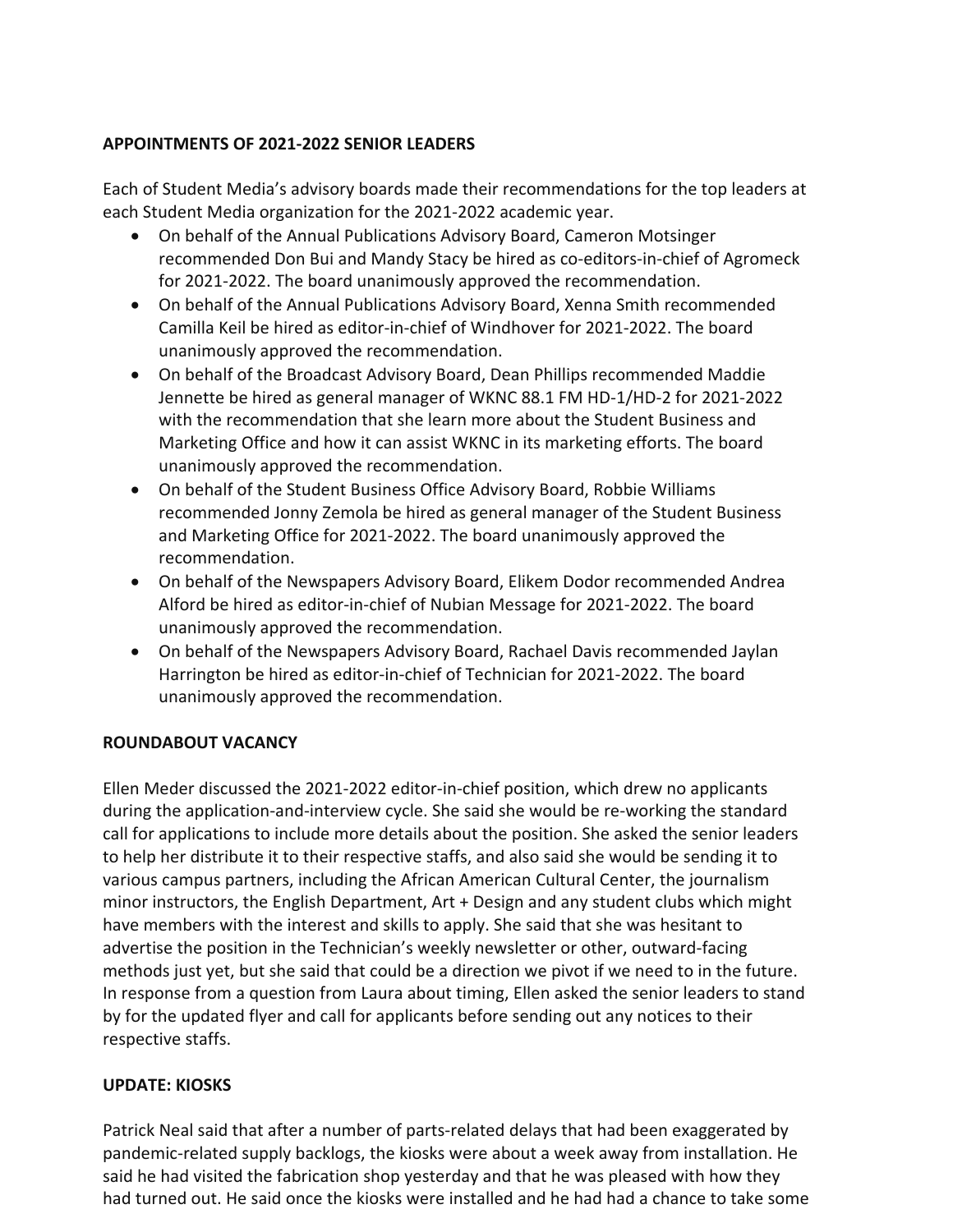**APPOINTMENTS OF 2021-2022 SENIOR LEADERS**

Each of Student Media's advisory boards made their recommendations for the top leaders at each Student Media organization for the 2021-2022 academic year.

- On behalf of the Annual Publications Advisory Board, Cameron Motsinger recommended Don Bui and Mandy Stacy be hired as co-editors-in-chief of Agromeck for 2021-2022. The board unanimously approved the recommendation.
- On behalf of the Annual Publications Advisory Board, Xenna Smith recommended Camilla Keil be hired as editor-in-chief of Windhover for 2021-2022. The board unanimously approved the recommendation.
- On behalf of the Broadcast Advisory Board, Dean Phillips recommended Maddie Jennette be hired as general manager of WKNC 88.1 FM HD-1/HD-2 for 2021-2022 with the recommendation that she learn more about the Student Business and Marketing Office and how it can assist WKNC in its marketing efforts. The board unanimously approved the recommendation.
- On behalf of the Student Business Office Advisory Board, Robbie Williams recommended Jonny Zemola be hired as general manager of the Student Business and Marketing Office for 2021-2022. The board unanimously approved the recommendation.
- On behalf of the Newspapers Advisory Board, Elikem Dodor recommended Andrea Alford be hired as editor-in-chief of Nubian Message for 2021-2022. The board unanimously approved the recommendation.
- On behalf of the Newspapers Advisory Board, Rachael Davis recommended Jaylan Harrington be hired as editor-in-chief of Technician for 2021-2022. The board unanimously approved the recommendation.

**ROUNDABOUT VACANCY**

Ellen Meder discussed the 2021-2022 editor-in-chief position, which drew no applicants during the application-and-interview cycle. She said she would be re-working the standard call for applications to include more details about the position. She asked the senior leaders to help her distribute it to their respective staffs, and also said she would be sending it to various campus partners, including the African American Cultural Center, the journalism minor instructors, the English Department, Art + Design and any student clubs which might have members with the interest and skills to apply. She said that she was hesitant to advertise the position in the Technician's weekly newsletter or other, outward-facing methods just yet, but she said that could be a direction we pivot if we need to in the future. In response from a question from Laura about timing, Ellen asked the senior leaders to stand by for the updated flyer and call for applicants before sending out any notices to their respective staffs.

**UPDATE: KIOSKS**

Patrick Neal said that after a number of parts-related delays that had been exaggerated by pandemic-related supply backlogs, the kiosks were about a week away from installation. He said he had visited the fabrication shop yesterday and that he was pleased with how they had turned out. He said once the kiosks were installed and he had had a chance to take some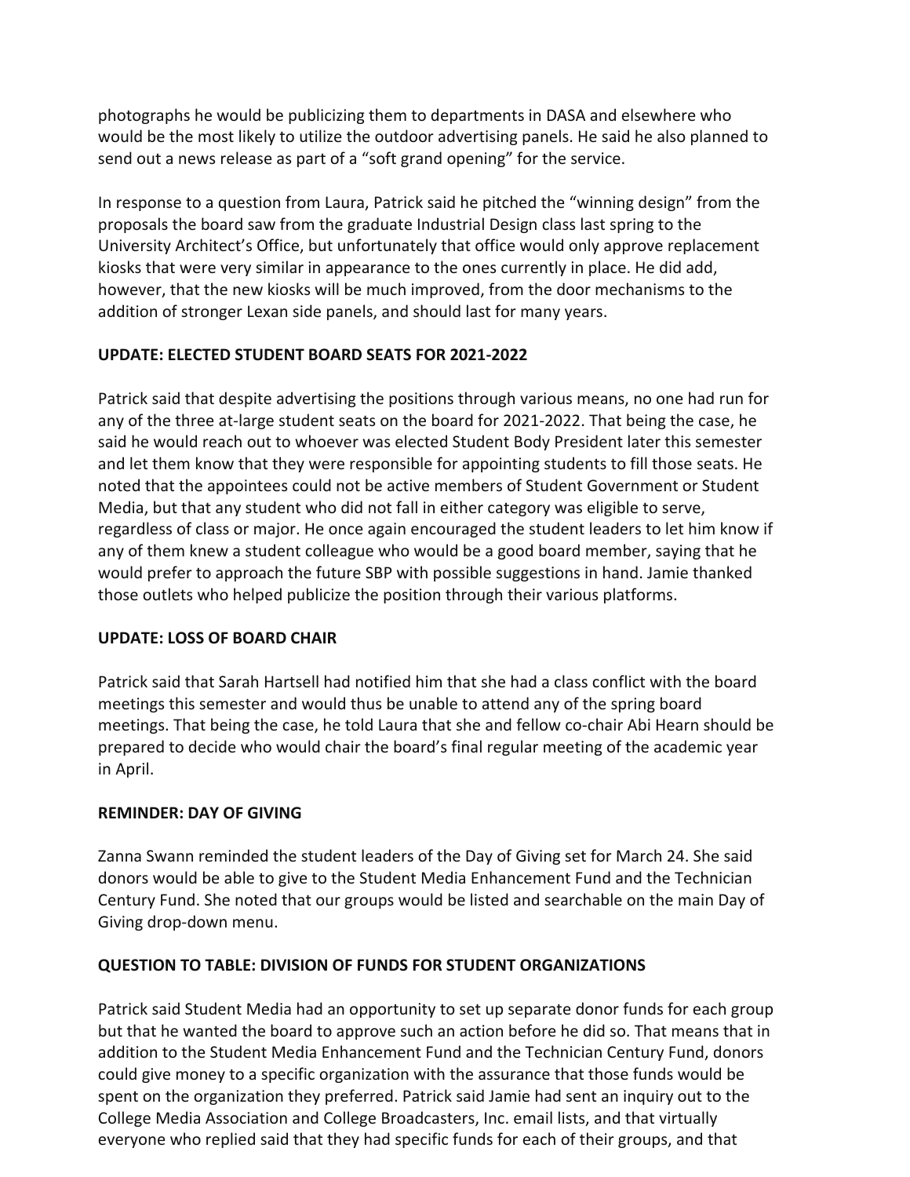photographs he would be publicizing them to departments in DASA and elsewhere who would be the most likely to utilize the outdoor advertising panels. He said he also planned to send out a news release as part of a "soft grand opening" for the service.

In response to a question from Laura, Patrick said he pitched the "winning design" from the proposals the board saw from the graduate Industrial Design class last spring to the University Architect's Office, but unfortunately that office would only approve replacement kiosks that were very similar in appearance to the ones currently in place. He did add, however, that the new kiosks will be much improved, from the door mechanisms to the addition of stronger Lexan side panels, and should last for many years.

**UPDATE: ELECTED STUDENT BOARD SEATS FOR 2021-2022**

Patrick said that despite advertising the positions through various means, no one had run for any of the three at-large student seats on the board for 2021-2022. That being the case, he said he would reach out to whoever was elected Student Body President later this semester and let them know that they were responsible for appointing students to fill those seats. He noted that the appointees could not be active members of Student Government or Student Media, but that any student who did not fall in either category was eligible to serve, regardless of class or major. He once again encouraged the student leaders to let him know if any of them knew a student colleague who would be a good board member, saying that he would prefer to approach the future SBP with possible suggestions in hand. Jamie thanked those outlets who helped publicize the position through their various platforms.

**UPDATE: LOSS OF BOARD CHAIR**

Patrick said that Sarah Hartsell had notified him that she had a class conflict with the board meetings this semester and would thus be unable to attend any of the spring board meetings. That being the case, he told Laura that she and fellow co-chair Abi Hearn should be prepared to decide who would chair the board's final regular meeting of the academic year in April.

**REMINDER: DAY OF GIVING**

Zanna Swann reminded the student leaders of the Day of Giving set for March 24. She said donors would be able to give to the Student Media Enhancement Fund and the Technician Century Fund. She noted that our groups would be listed and searchable on the main Day of Giving drop-down menu.

**QUESTION TO TABLE: DIVISION OF FUNDS FOR STUDENT ORGANIZATIONS**

Patrick said Student Media had an opportunity to set up separate donor funds for each group but that he wanted the board to approve such an action before he did so. That means that in addition to the Student Media Enhancement Fund and the Technician Century Fund, donors could give money to a specific organization with the assurance that those funds would be spent on the organization they preferred. Patrick said Jamie had sent an inquiry out to the College Media Association and College Broadcasters, Inc. email lists, and that virtually everyone who replied said that they had specific funds for each of their groups, and that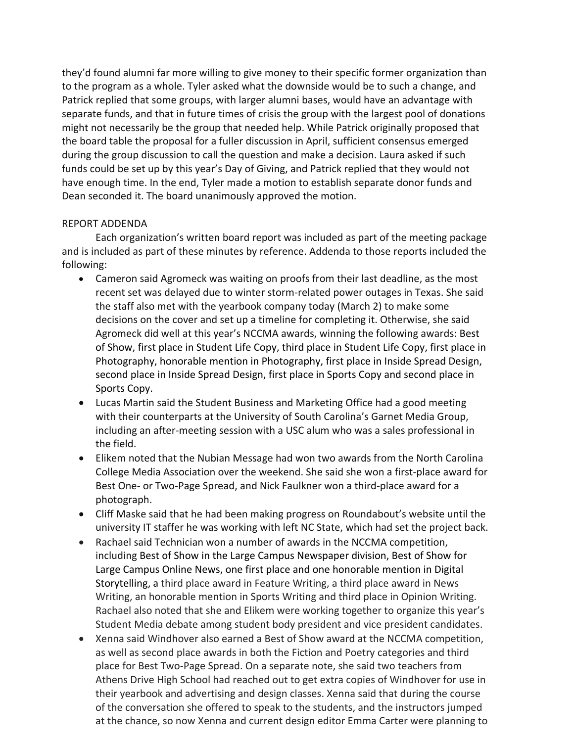they'd found alumni far more willing to give money to their specific former organization than to the program as a whole. Tyler asked what the downside would be to such a change, and Patrick replied that some groups, with larger alumni bases, would have an advantage with separate funds, and that in future times of crisis the group with the largest pool of donations might not necessarily be the group that needed help. While Patrick originally proposed that the board table the proposal for a fuller discussion in April, sufficient consensus emerged during the group discussion to call the question and make a decision. Laura asked if such funds could be set up by this year's Day of Giving, and Patrick replied that they would not have enough time. In the end, Tyler made a motion to establish separate donor funds and Dean seconded it. The board unanimously approved the motion.

REPORT ADDENDA

Each organization's written board report was included as part of the meeting package and is included as part of these minutes by reference. Addenda to those reports included the following:

- Cameron said Agromeck was waiting on proofs from their last deadline, as the most recent set was delayed due to winter storm-related power outages in Texas. She said the staff also met with the yearbook company today (March 2) to make some decisions on the cover and set up a timeline for completing it. Otherwise, she said Agromeck did well at this year's NCCMA awards, winning the following awards: Best of Show, first place in Student Life Copy, third place in Student Life Copy, first place in Photography, honorable mention in Photography, first place in Inside Spread Design, second place in Inside Spread Design, first place in Sports Copy and second place in Sports Copy.
- Lucas Martin said the Student Business and Marketing Office had a good meeting with their counterparts at the University of South Carolina's Garnet Media Group, including an after-meeting session with a USC alum who was a sales professional in the field.
- Elikem noted that the Nubian Message had won two awards from the North Carolina College Media Association over the weekend. She said she won a first-place award for Best One- or Two-Page Spread, and Nick Faulkner won a third-place award for a photograph.
- Cliff Maske said that he had been making progress on Roundabout's website until the university IT staffer he was working with left NC State, which had set the project back.
- Rachael said Technician won a number of awards in the NCCMA competition, including Best of Show in the Large Campus Newspaper division, Best of Show for Large Campus Online News, one first place and one honorable mention in Digital Storytelling, a third place award in Feature Writing, a third place award in News Writing, an honorable mention in Sports Writing and third place in Opinion Writing. Rachael also noted that she and Elikem were working together to organize this year's Student Media debate among student body president and vice president candidates.
- Xenna said Windhover also earned a Best of Show award at the NCCMA competition, as well as second place awards in both the Fiction and Poetry categories and third place for Best Two-Page Spread. On a separate note, she said two teachers from Athens Drive High School had reached out to get extra copies of Windhover for use in their yearbook and advertising and design classes. Xenna said that during the course of the conversation she offered to speak to the students, and the instructors jumped at the chance, so now Xenna and current design editor Emma Carter were planning to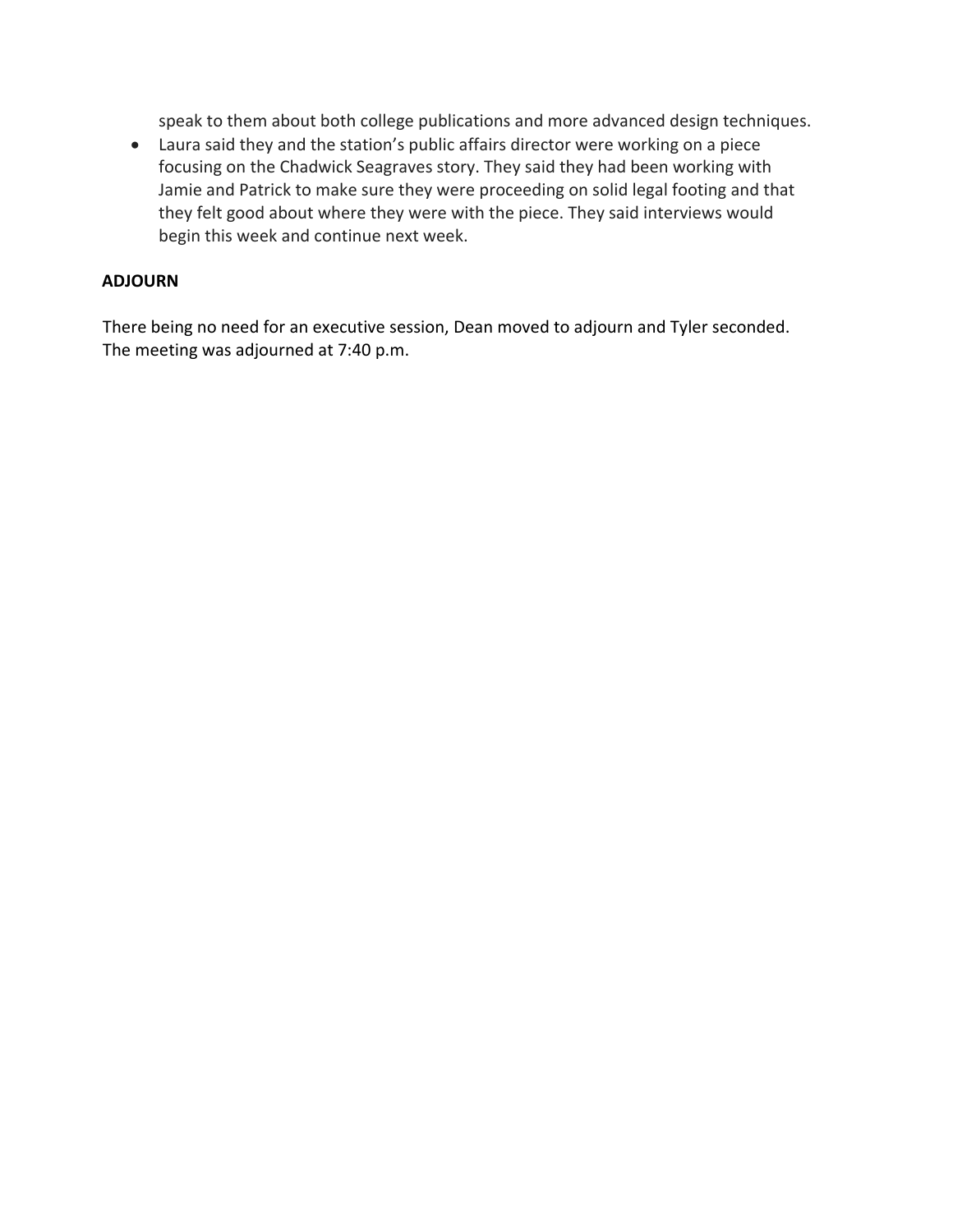speak to them about both college publications and more advanced design techniques.

- Laura said they and the station's public affairs director were working on a piece focusing on the Chadwick Seagraves story. They said they had been working with Jamie and Patrick to make sure they were proceeding on solid legal footing and that they felt good about where they were with the piece. They said interviews would begin this week and continue next week.

**ADJOURN**

There being no need for an executive session, Dean moved to adjourn and Tyler seconded. The meeting was adjourned at 7:40 p.m.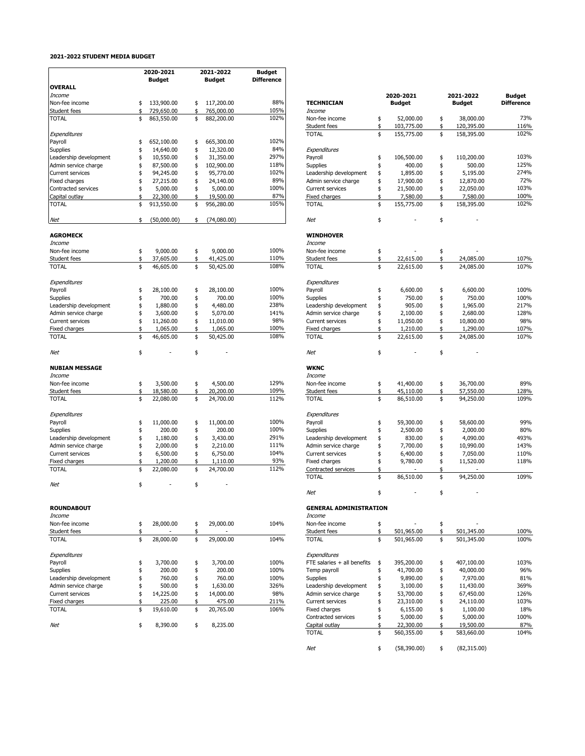**2021-2022 STUDENT MEDIA BUDGET**

| OVERALL | 2020-2021 Budget | 2021-2022 Budget | Budget Difference |
|---|---|---|---|
| *Income* | | | |
| Non-fee income | $ 133,900.00 | $ 117,200.00 | 88% |
| Student fees | $ 729,650.00 | $ 765,000.00 | 105% |
| TOTAL | $ 863,550.00 | $ 882,200.00 | 102% |
| *Expenditures* | | | |
| Payroll | $ 652,100.00 | $ 665,300.00 | 102% |
| Supplies | $ 14,640.00 | $ 12,320.00 | 84% |
| Leadership development | $ 10,550.00 | $ 31,350.00 | 297% |
| Admin service charge | $ 87,500.00 | $ 102,900.00 | 118% |
| Current services | $ 94,245.00 | $ 95,770.00 | 102% |
| Fixed charges | $ 27,215.00 | $ 24,140.00 | 89% |
| Contracted services | $ 5,000.00 | $ 5,000.00 | 100% |
| Capital outlay | $ 22,300.00 | $ 19,500.00 | 87% |
| TOTAL | $ 913,550.00 | $ 956,280.00 | 105% |
| *Net* | $ (50,000.00) | $ (74,080.00) | |

| AGROMECK | 2020-2021 Budget | 2021-2022 Budget | Budget Difference |
|---|---|---|---|
| *Income* | | | |
| Non-fee income | $ 9,000.00 | $ 9,000.00 | 100% |
| Student fees | $ 37,605.00 | $ 41,425.00 | 110% |
| TOTAL | $ 46,605.00 | $ 50,425.00 | 108% |
| *Expenditures* | | | |
| Payroll | $ 28,100.00 | $ 28,100.00 | 100% |
| Supplies | $ 700.00 | $ 700.00 | 100% |
| Leadership development | $ 1,880.00 | $ 4,480.00 | 238% |
| Admin service charge | $ 3,600.00 | $ 5,070.00 | 141% |
| Current services | $ 11,260.00 | $ 11,010.00 | 98% |
| Fixed charges | $ 1,065.00 | $ 1,065.00 | 100% |
| TOTAL | $ 46,605.00 | $ 50,425.00 | 108% |
| *Net* | $ - | $ - | |

| NUBIAN MESSAGE | 2020-2021 Budget | 2021-2022 Budget | Budget Difference |
|---|---|---|---|
| *Income* | | | |
| Non-fee income | $ 3,500.00 | $ 4,500.00 | 129% |
| Student fees | $ 18,580.00 | $ 20,200.00 | 109% |
| TOTAL | $ 22,080.00 | $ 24,700.00 | 112% |
| *Expenditures* | | | |
| Payroll | $ 11,000.00 | $ 11,000.00 | 100% |
| Supplies | $ 200.00 | $ 200.00 | 100% |
| Leadership development | $ 1,180.00 | $ 3,430.00 | 291% |
| Admin service charge | $ 2,000.00 | $ 2,210.00 | 111% |
| Current services | $ 6,500.00 | $ 6,750.00 | 104% |
| Fixed charges | $ 1,200.00 | $ 1,110.00 | 93% |
| TOTAL | $ 22,080.00 | $ 24,700.00 | 112% |
| *Net* | $ - | $ - | |

| ROUNDABOUT | 2020-2021 Budget | 2021-2022 Budget | Budget Difference |
|---|---|---|---|
| *Income* | | | |
| Non-fee income | $ 28,000.00 | $ 29,000.00 | 104% |
| Student fees | $ - | $ - | |
| TOTAL | $ 28,000.00 | $ 29,000.00 | 104% |
| *Expenditures* | | | |
| Payroll | $ 3,700.00 | $ 3,700.00 | 100% |
| Supplies | $ 200.00 | $ 200.00 | 100% |
| Leadership development | $ 760.00 | $ 760.00 | 100% |
| Admin service charge | $ 500.00 | $ 1,630.00 | 326% |
| Current services | $ 14,225.00 | $ 14,000.00 | 98% |
| Fixed charges | $ 225.00 | $ 475.00 | 211% |
| TOTAL | $ 19,610.00 | $ 20,765.00 | 106% |
| *Net* | $ 8,390.00 | $ 8,235.00 | |

| TECHNICIAN | 2020-2021 Budget | 2021-2022 Budget | Budget Difference |
|---|---|---|---|
| *Income* | | | |
| Non-fee income | $ 52,000.00 | $ 38,000.00 | 73% |
| Student fees | $ 103,775.00 | $ 120,395.00 | 116% |
| TOTAL | $ 155,775.00 | $ 158,395.00 | 102% |
| *Expenditures* | | | |
| Payroll | $ 106,500.00 | $ 110,200.00 | 103% |
| Supplies | $ 400.00 | $ 500.00 | 125% |
| Leadership development | $ 1,895.00 | $ 5,195.00 | 274% |
| Admin service charge | $ 17,900.00 | $ 12,870.00 | 72% |
| Current services | $ 21,500.00 | $ 22,050.00 | 103% |
| Fixed charges | $ 7,580.00 | $ 7,580.00 | 100% |
| TOTAL | $ 155,775.00 | $ 158,395.00 | 102% |
| *Net* | $ - | $ - | |

| WINDHOVER | 2020-2021 Budget | 2021-2022 Budget | Budget Difference |
|---|---|---|---|
| *Income* | | | |
| Non-fee income | $ - | $ - | |
| Student fees | $ 22,615.00 | $ 24,085.00 | 107% |
| TOTAL | $ 22,615.00 | $ 24,085.00 | 107% |
| *Expenditures* | | | |
| Payroll | $ 6,600.00 | $ 6,600.00 | 100% |
| Supplies | $ 750.00 | $ 750.00 | 100% |
| Leadership development | $ 905.00 | $ 1,965.00 | 217% |
| Admin service charge | $ 2,100.00 | $ 2,680.00 | 128% |
| Current services | $ 11,050.00 | $ 10,800.00 | 98% |
| Fixed charges | $ 1,210.00 | $ 1,290.00 | 107% |
| TOTAL | $ 22,615.00 | $ 24,085.00 | 107% |
| *Net* | $ - | $ - | |

| WKNC | 2020-2021 Budget | 2021-2022 Budget | Budget Difference |
|---|---|---|---|
| *Income* | | | |
| Non-fee income | $ 41,400.00 | $ 36,700.00 | 89% |
| Student fees | $ 45,110.00 | $ 57,550.00 | 128% |
| TOTAL | $ 86,510.00 | $ 94,250.00 | 109% |
| *Expenditures* | | | |
| Payroll | $ 59,300.00 | $ 58,600.00 | 99% |
| Supplies | $ 2,500.00 | $ 2,000.00 | 80% |
| Leadership development | $ 830.00 | $ 4,090.00 | 493% |
| Admin service charge | $ 7,700.00 | $ 10,990.00 | 143% |
| Current services | $ 6,400.00 | $ 7,050.00 | 110% |
| Fixed charges | $ 9,780.00 | $ 11,520.00 | 118% |
| Contracted services | $ - | $ - | |
| TOTAL | $ 86,510.00 | $ 94,250.00 | 109% |
| *Net* | $ - | $ - | |

| GENERAL ADMINISTRATION | 2020-2021 Budget | 2021-2022 Budget | Budget Difference |
|---|---|---|---|
| *Income* | | | |
| Non-fee income | $ - | $ - | |
| Student fees | $ 501,965.00 | $ 501,345.00 | 100% |
| TOTAL | $ 501,965.00 | $ 501,345.00 | 100% |
| *Expenditures* | | | |
| FTE salaries + all benefits | $ 395,200.00 | $ 407,100.00 | 103% |
| Temp payroll | $ 41,700.00 | $ 40,000.00 | 96% |
| Supplies | $ 9,890.00 | $ 7,970.00 | 81% |
| Leadership development | $ 3,100.00 | $ 11,430.00 | 369% |
| Admin service charge | $ 53,700.00 | $ 67,450.00 | 126% |
| Current services | $ 23,310.00 | $ 24,110.00 | 103% |
| Fixed charges | $ 6,155.00 | $ 1,100.00 | 18% |
| Contracted services | $ 5,000.00 | $ 5,000.00 | 100% |
| Capital outlay | $ 22,300.00 | $ 19,500.00 | 87% |
| TOTAL | $ 560,355.00 | $ 583,660.00 | 104% |
| *Net* | $ (58,390.00) | $ (82,315.00) | |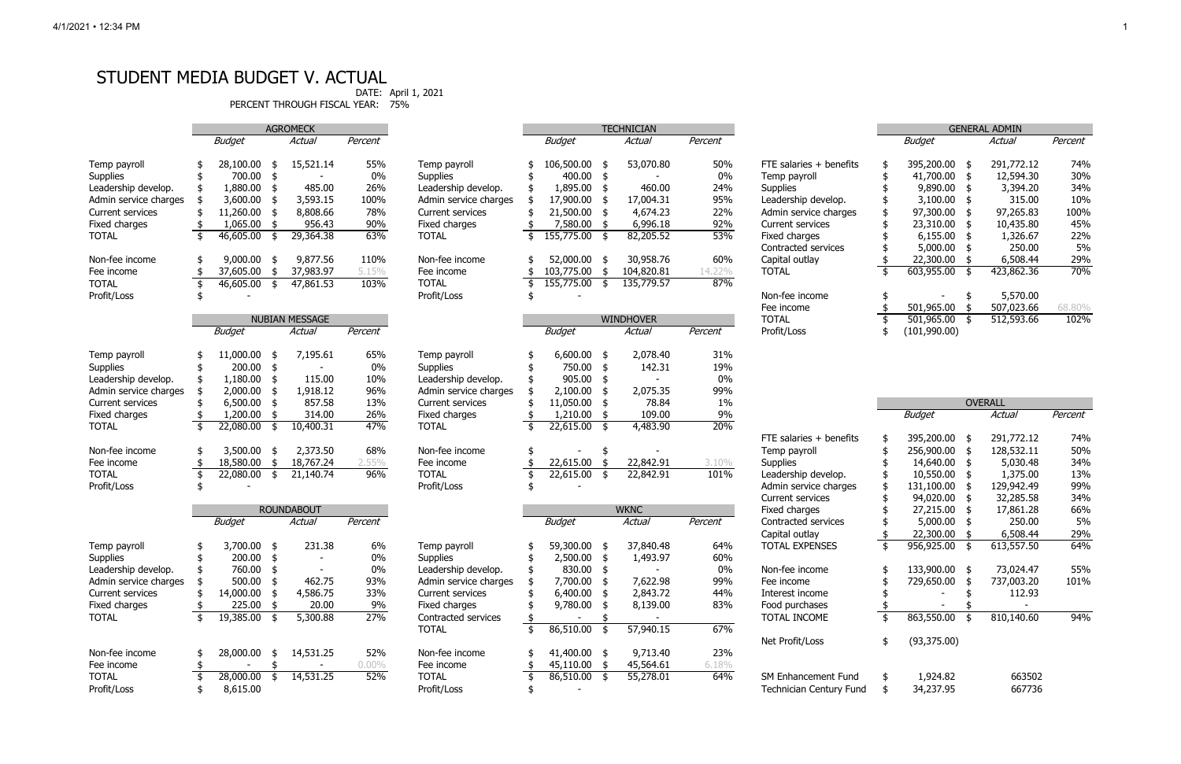# STUDENT MEDIA BUDGET V. ACTUAL

DATE: April 1, 2021

PERCENT THROUGH FISCAL YEAR: 75%

| AGROMECK | Budget | Actual | Percent |
|---|---|---|---|
| Temp payroll | $ 28,100.00 | $ 15,521.14 | 55% |
| Supplies | $ 700.00 | $ - | 0% |
| Leadership develop. | $ 1,880.00 | $ 485.00 | 26% |
| Admin service charges | $ 3,600.00 | $ 3,593.15 | 100% |
| Current services | $ 11,260.00 | $ 8,808.66 | 78% |
| Fixed charges | $ 1,065.00 | $ 956.43 | 90% |
| TOTAL | $ 46,605.00 | $ 29,364.38 | 63% |
| Non-fee income | $ 9,000.00 | $ 9,877.56 | 110% |
| Fee income | $ 37,605.00 | $ 37,983.97 | 5.15% |
| TOTAL | $ 46,605.00 | $ 47,861.53 | 103% |
| Profit/Loss | $ - | | |

| TECHNICIAN | Budget | Actual | Percent |
|---|---|---|---|
| Temp payroll | $ 106,500.00 | $ 53,070.80 | 50% |
| Supplies | $ 400.00 | $ - | 0% |
| Leadership develop. | $ 1,895.00 | $ 460.00 | 24% |
| Admin service charges | $ 17,900.00 | $ 17,004.31 | 95% |
| Current services | $ 21,500.00 | $ 4,674.23 | 22% |
| Fixed charges | $ 7,580.00 | $ 6,996.18 | 92% |
| TOTAL | $ 155,775.00 | $ 82,205.52 | 53% |
| Non-fee income | $ 52,000.00 | $ 30,958.76 | 60% |
| Fee income | $ 103,775.00 | $ 104,820.81 | 14.22% |
| TOTAL | $ 155,775.00 | $ 135,779.57 | 87% |
| Profit/Loss | $ - | | |

| GENERAL ADMIN | Budget | Actual | Percent |
|---|---|---|---|
| FTE salaries + benefits | $ 395,200.00 | $ 291,772.12 | 74% |
| Temp payroll | $ 41,700.00 | $ 12,594.30 | 30% |
| Supplies | $ 9,890.00 | $ 3,394.20 | 34% |
| Leadership develop. | $ 3,100.00 | $ 315.00 | 10% |
| Admin service charges | $ 97,300.00 | $ 97,265.83 | 100% |
| Current services | $ 23,310.00 | $ 10,435.80 | 45% |
| Fixed charges | $ 6,155.00 | $ 1,326.67 | 22% |
| Contracted services | $ 5,000.00 | $ 250.00 | 5% |
| Capital outlay | $ 22,300.00 | $ 6,508.44 | 29% |
| TOTAL | $ 603,955.00 | $ 423,862.36 | 70% |
| Non-fee income | $ - | $ 5,570.00 | |
| Fee income | $ 501,965.00 | $ 507,023.66 | 68.80% |
| TOTAL | $ 501,965.00 | $ 512,593.66 | 102% |
| Profit/Loss | $ (101,990.00) | | |

| NUBIAN MESSAGE | Budget | Actual | Percent |
|---|---|---|---|
| Temp payroll | $ 11,000.00 | $ 7,195.61 | 65% |
| Supplies | $ 200.00 | $ - | 0% |
| Leadership develop. | $ 1,180.00 | $ 115.00 | 10% |
| Admin service charges | $ 2,000.00 | $ 1,918.12 | 96% |
| Current services | $ 6,500.00 | $ 857.58 | 13% |
| Fixed charges | $ 1,200.00 | $ 314.00 | 26% |
| TOTAL | $ 22,080.00 | $ 10,400.31 | 47% |
| Non-fee income | $ 3,500.00 | $ 2,373.50 | 68% |
| Fee income | $ 18,580.00 | $ 18,767.24 | 2.55% |
| TOTAL | $ 22,080.00 | $ 21,140.74 | 96% |
| Profit/Loss | $ - | | |

| WINDHOVER | Budget | Actual | Percent |
|---|---|---|---|
| Temp payroll | $ 6,600.00 | $ 2,078.40 | 31% |
| Supplies | $ 750.00 | $ 142.31 | 19% |
| Leadership develop. | $ 905.00 | $ - | 0% |
| Admin service charges | $ 2,100.00 | $ 2,075.35 | 99% |
| Current services | $ 11,050.00 | $ 78.84 | 1% |
| Fixed charges | $ 1,210.00 | $ 109.00 | 9% |
| TOTAL | $ 22,615.00 | $ 4,483.90 | 20% |
| Non-fee income | $ - | $ - | |
| Fee income | $ 22,615.00 | $ 22,842.91 | 3.10% |
| TOTAL | $ 22,615.00 | $ 22,842.91 | 101% |
| Profit/Loss | $ - | | |

| OVERALL | Budget | Actual | Percent |
|---|---|---|---|
| FTE salaries + benefits | $ 395,200.00 | $ 291,772.12 | 74% |
| Temp payroll | $ 256,900.00 | $ 128,532.11 | 50% |
| Supplies | $ 14,640.00 | $ 5,030.48 | 34% |
| Leadership develop. | $ 10,550.00 | $ 1,375.00 | 13% |
| Admin service charges | $ 131,100.00 | $ 129,942.49 | 99% |
| Current services | $ 94,020.00 | $ 32,285.58 | 34% |
| Fixed charges | $ 27,215.00 | $ 17,861.28 | 66% |
| Contracted services | $ 5,000.00 | $ 250.00 | 5% |
| Capital outlay | $ 22,300.00 | $ 6,508.44 | 29% |
| TOTAL EXPENSES | $ 956,925.00 | $ 613,557.50 | 64% |
| Non-fee income | $ 133,900.00 | $ 73,024.47 | 55% |
| Fee income | $ 729,650.00 | $ 737,003.20 | 101% |
| Interest income | $ - | $ 112.93 | |
| Food purchases | $ - | $ - | |
| TOTAL INCOME | $ 863,550.00 | $ 810,140.60 | 94% |
| Net Profit/Loss | $ (93,375.00) | | |
| SM Enhancement Fund | $ 1,924.82 | 663502 | |
| Technician Century Fund | $ 34,237.95 | 667736 | |

| ROUNDABOUT | Budget | Actual | Percent |
|---|---|---|---|
| Temp payroll | $ 3,700.00 | $ 231.38 | 6% |
| Supplies | $ 200.00 | $ - | 0% |
| Leadership develop. | $ 760.00 | $ - | 0% |
| Admin service charges | $ 500.00 | $ 462.75 | 93% |
| Current services | $ 14,000.00 | $ 4,586.75 | 33% |
| Fixed charges | $ 225.00 | $ 20.00 | 9% |
| TOTAL | $ 19,385.00 | $ 5,300.88 | 27% |
| Non-fee income | $ 28,000.00 | $ 14,531.25 | 52% |
| Fee income | $ - | $ - | 0.00% |
| TOTAL | $ 28,000.00 | $ 14,531.25 | 52% |
| Profit/Loss | $ 8,615.00 | | |

| WKNC | Budget | Actual | Percent |
|---|---|---|---|
| Temp payroll | $ 59,300.00 | $ 37,840.48 | 64% |
| Supplies | $ 2,500.00 | $ 1,493.97 | 60% |
| Leadership develop. | $ 830.00 | $ - | 0% |
| Admin service charges | $ 7,700.00 | $ 7,622.98 | 99% |
| Current services | $ 6,400.00 | $ 2,843.72 | 44% |
| Fixed charges | $ 9,780.00 | $ 8,139.00 | 83% |
| Contracted services | $ - | $ - | |
| TOTAL | $ 86,510.00 | $ 57,940.15 | 67% |
| Non-fee income | $ 41,400.00 | $ 9,713.40 | 23% |
| Fee income | $ 45,110.00 | $ 45,564.61 | 6.18% |
| TOTAL | $ 86,510.00 | $ 55,278.01 | 64% |
| Profit/Loss | $ - | | |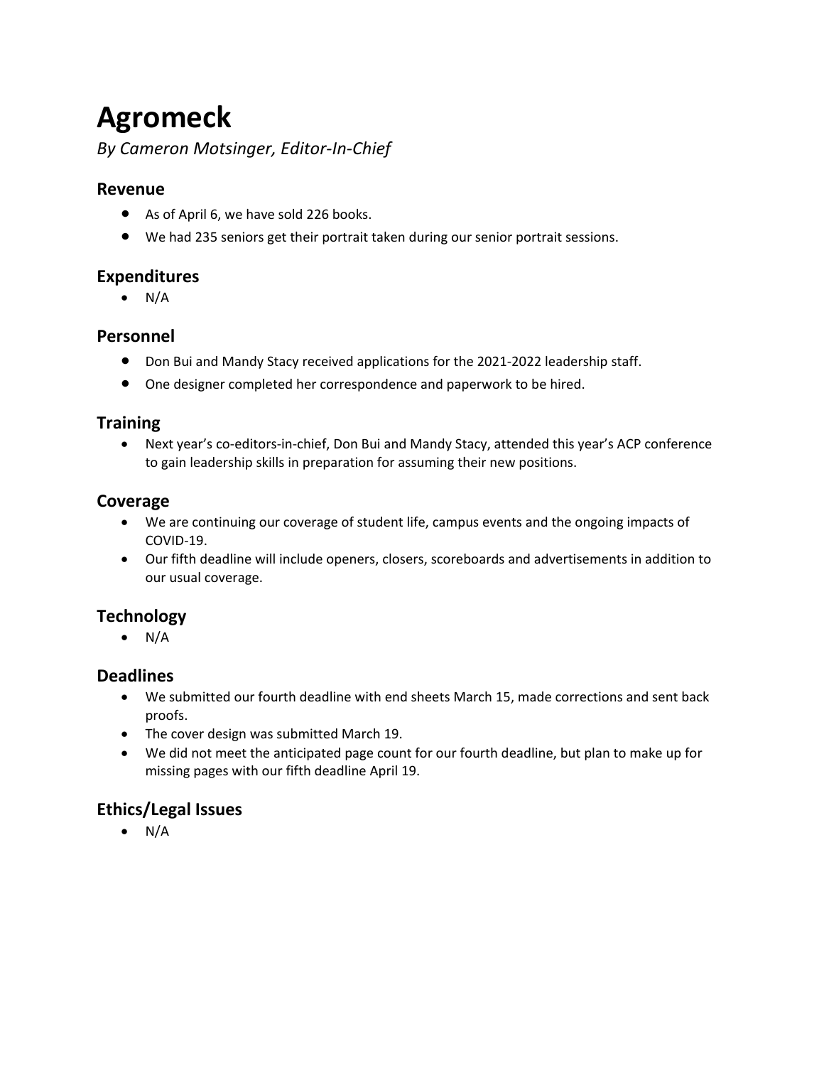# Agromeck

*By Cameron Motsinger, Editor-In-Chief*

## Revenue

- As of April 6, we have sold 226 books.
- We had 235 seniors get their portrait taken during our senior portrait sessions.

## Expenditures

- N/A

## Personnel

- Don Bui and Mandy Stacy received applications for the 2021-2022 leadership staff.
- One designer completed her correspondence and paperwork to be hired.

## Training

- Next year's co-editors-in-chief, Don Bui and Mandy Stacy, attended this year's ACP conference to gain leadership skills in preparation for assuming their new positions.

## Coverage

- We are continuing our coverage of student life, campus events and the ongoing impacts of COVID-19.
- Our fifth deadline will include openers, closers, scoreboards and advertisements in addition to our usual coverage.

## Technology

- N/A

## Deadlines

- We submitted our fourth deadline with end sheets March 15, made corrections and sent back proofs.
- The cover design was submitted March 19.
- We did not meet the anticipated page count for our fourth deadline, but plan to make up for missing pages with our fifth deadline April 19.

## Ethics/Legal Issues

- N/A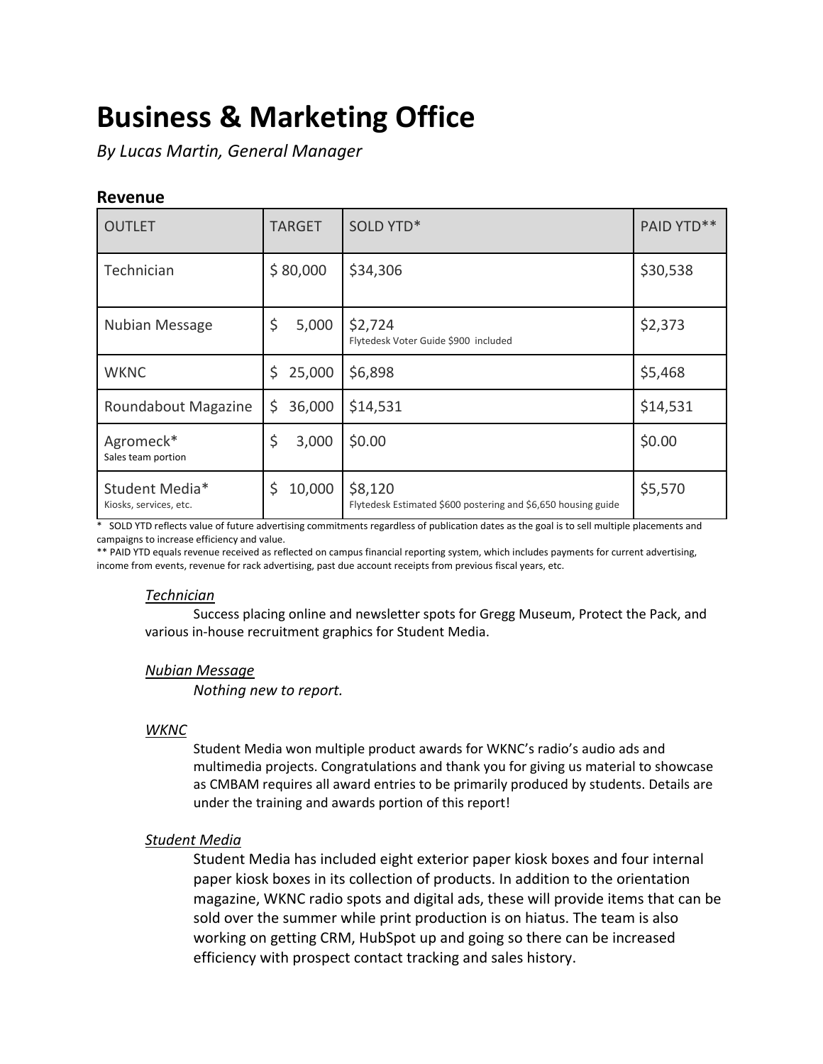# Business & Marketing Office

*By Lucas Martin, General Manager*

## Revenue

| OUTLET | TARGET | SOLD YTD* | PAID YTD** |
|---|---|---|---|
| Technician | $ 80,000 | $34,306 | $30,538 |
| Nubian Message | $ 5,000 | $2,724<br>Flytedesk Voter Guide $900 included | $2,373 |
| WKNC | $ 25,000 | $6,898 | $5,468 |
| Roundabout Magazine | $ 36,000 | $14,531 | $14,531 |
| Agromeck*<br>Sales team portion | $ 3,000 | $0.00 | $0.00 |
| Student Media*<br>Kiosks, services, etc. | $ 10,000 | $8,120<br>Flytedesk Estimated $600 postering and $6,650 housing guide | $5,570 |

\* SOLD YTD reflects value of future advertising commitments regardless of publication dates as the goal is to sell multiple placements and campaigns to increase efficiency and value.

** PAID YTD equals revenue received as reflected on campus financial reporting system, which includes payments for current advertising, income from events, revenue for rack advertising, past due account receipts from previous fiscal years, etc.

*Technician*

Success placing online and newsletter spots for Gregg Museum, Protect the Pack, and various in-house recruitment graphics for Student Media.

*Nubian Message*

*Nothing new to report.*

*WKNC*

Student Media won multiple product awards for WKNC's radio's audio ads and multimedia projects. Congratulations and thank you for giving us material to showcase as CMBAM requires all award entries to be primarily produced by students. Details are under the training and awards portion of this report!

*Student Media*

Student Media has included eight exterior paper kiosk boxes and four internal paper kiosk boxes in its collection of products. In addition to the orientation magazine, WKNC radio spots and digital ads, these will provide items that can be sold over the summer while print production is on hiatus. The team is also working on getting CRM, HubSpot up and going so there can be increased efficiency with prospect contact tracking and sales history.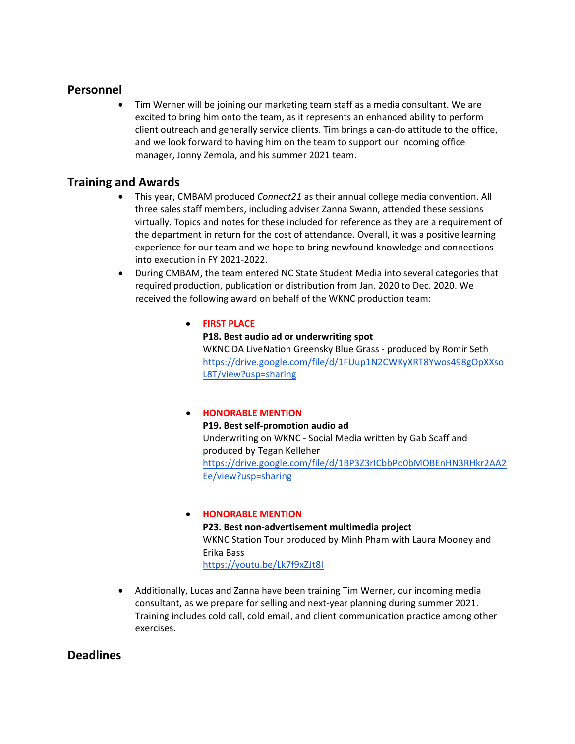## Personnel

- Tim Werner will be joining our marketing team staff as a media consultant. We are excited to bring him onto the team, as it represents an enhanced ability to perform client outreach and generally service clients. Tim brings a can-do attitude to the office, and we look forward to having him on the team to support our incoming office manager, Jonny Zemola, and his summer 2021 team.

## Training and Awards

- This year, CMBAM produced *Connect21* as their annual college media convention. All three sales staff members, including adviser Zanna Swann, attended these sessions virtually. Topics and notes for these included for reference as they are a requirement of the department in return for the cost of attendance. Overall, it was a positive learning experience for our team and we hope to bring newfound knowledge and connections into execution in FY 2021-2022.
- During CMBAM, the team entered NC State Student Media into several categories that required production, publication or distribution from Jan. 2020 to Dec. 2020. We received the following award on behalf of the WKNC production team:

  - **FIRST PLACE**
    **P18. Best audio ad or underwriting spot**
    WKNC DA LiveNation Greensky Blue Grass - produced by Romir Seth
    https://drive.google.com/file/d/1FUup1N2CWKyXRT8Ywos498gOpXXsoL8T/view?usp=sharing

  - **HONORABLE MENTION**
    **P19. Best self-promotion audio ad**
    Underwriting on WKNC - Social Media written by Gab Scaff and produced by Tegan Kelleher
    https://drive.google.com/file/d/1BP3Z3rICbbPd0bMOBEnHN3RHkr2AA2Ee/view?usp=sharing

  - **HONORABLE MENTION**
    **P23. Best non-advertisement multimedia project**
    WKNC Station Tour produced by Minh Pham with Laura Mooney and Erika Bass
    https://youtu.be/Lk7f9xZJt8I

- Additionally, Lucas and Zanna have been training Tim Werner, our incoming media consultant, as we prepare for selling and next-year planning during summer 2021. Training includes cold call, cold email, and client communication practice among other exercises.

## Deadlines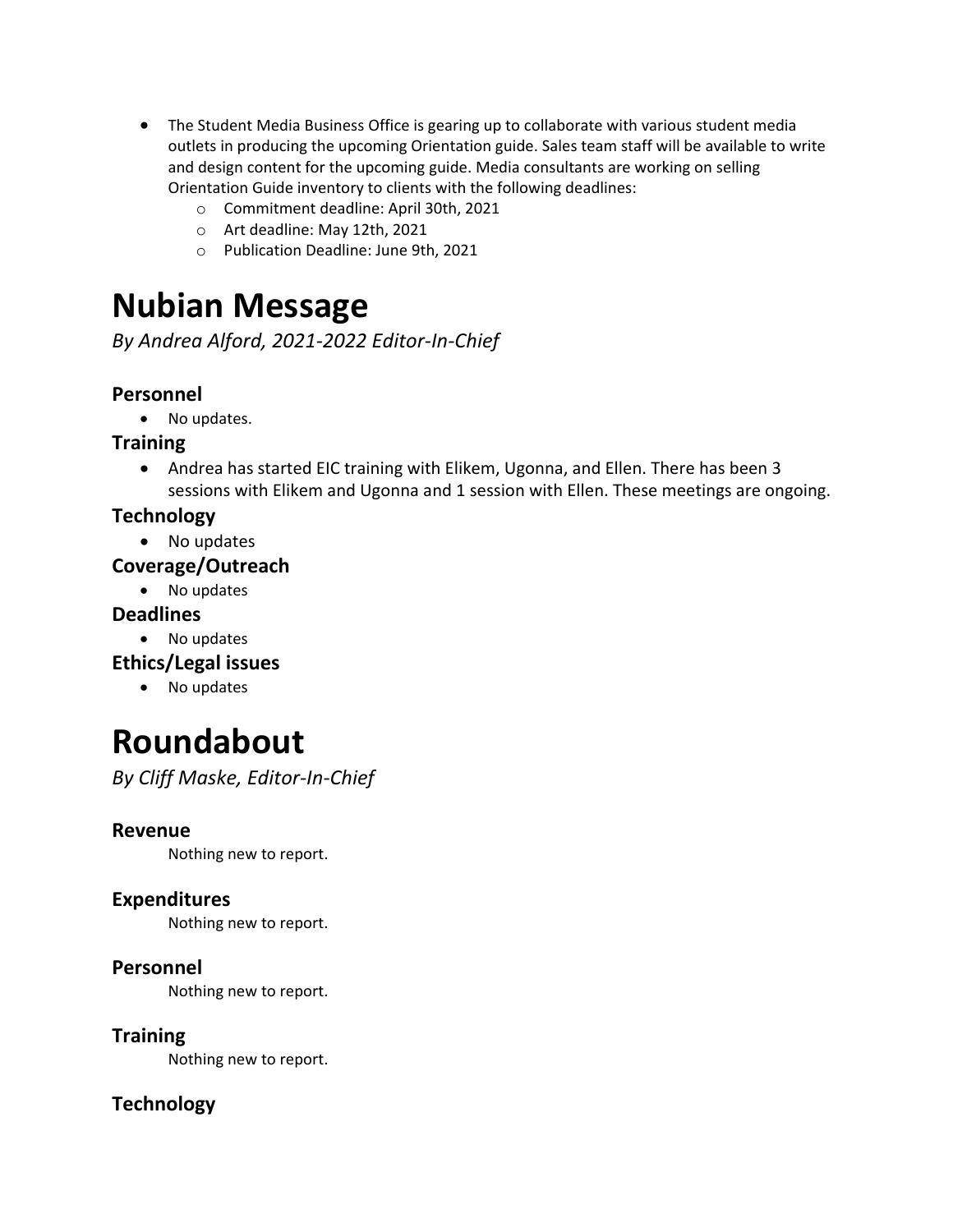- The Student Media Business Office is gearing up to collaborate with various student media outlets in producing the upcoming Orientation guide. Sales team staff will be available to write and design content for the upcoming guide. Media consultants are working on selling Orientation Guide inventory to clients with the following deadlines:
  - Commitment deadline: April 30th, 2021
  - Art deadline: May 12th, 2021
  - Publication Deadline: June 9th, 2021

# Nubian Message

*By Andrea Alford, 2021-2022 Editor-In-Chief*

### Personnel

- No updates.

### Training

- Andrea has started EIC training with Elikem, Ugonna, and Ellen. There has been 3 sessions with Elikem and Ugonna and 1 session with Ellen. These meetings are ongoing.

### Technology

- No updates

### Coverage/Outreach

- No updates

### Deadlines

- No updates

### Ethics/Legal issues

- No updates

# Roundabout

*By Cliff Maske, Editor-In-Chief*

### Revenue

Nothing new to report.

### Expenditures

Nothing new to report.

### Personnel

Nothing new to report.

### Training

Nothing new to report.

### Technology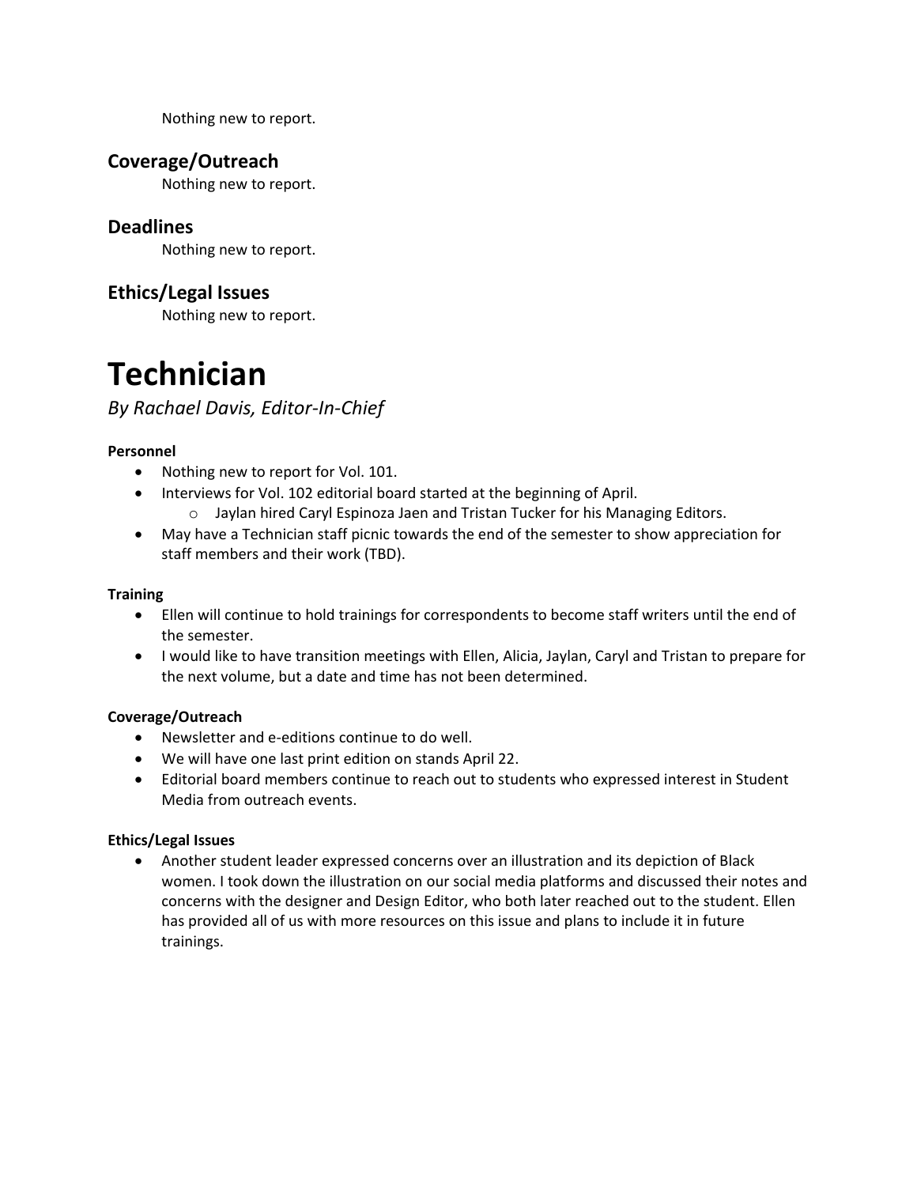Nothing new to report.

## Coverage/Outreach

Nothing new to report.

## Deadlines

Nothing new to report.

## Ethics/Legal Issues

Nothing new to report.

# Technician

*By Rachael Davis, Editor-In-Chief*

**Personnel**

- Nothing new to report for Vol. 101.
- Interviews for Vol. 102 editorial board started at the beginning of April.
  - Jaylan hired Caryl Espinoza Jaen and Tristan Tucker for his Managing Editors.
- May have a Technician staff picnic towards the end of the semester to show appreciation for staff members and their work (TBD).

**Training**

- Ellen will continue to hold trainings for correspondents to become staff writers until the end of the semester.
- I would like to have transition meetings with Ellen, Alicia, Jaylan, Caryl and Tristan to prepare for the next volume, but a date and time has not been determined.

**Coverage/Outreach**

- Newsletter and e-editions continue to do well.
- We will have one last print edition on stands April 22.
- Editorial board members continue to reach out to students who expressed interest in Student Media from outreach events.

**Ethics/Legal Issues**

- Another student leader expressed concerns over an illustration and its depiction of Black women. I took down the illustration on our social media platforms and discussed their notes and concerns with the designer and Design Editor, who both later reached out to the student. Ellen has provided all of us with more resources on this issue and plans to include it in future trainings.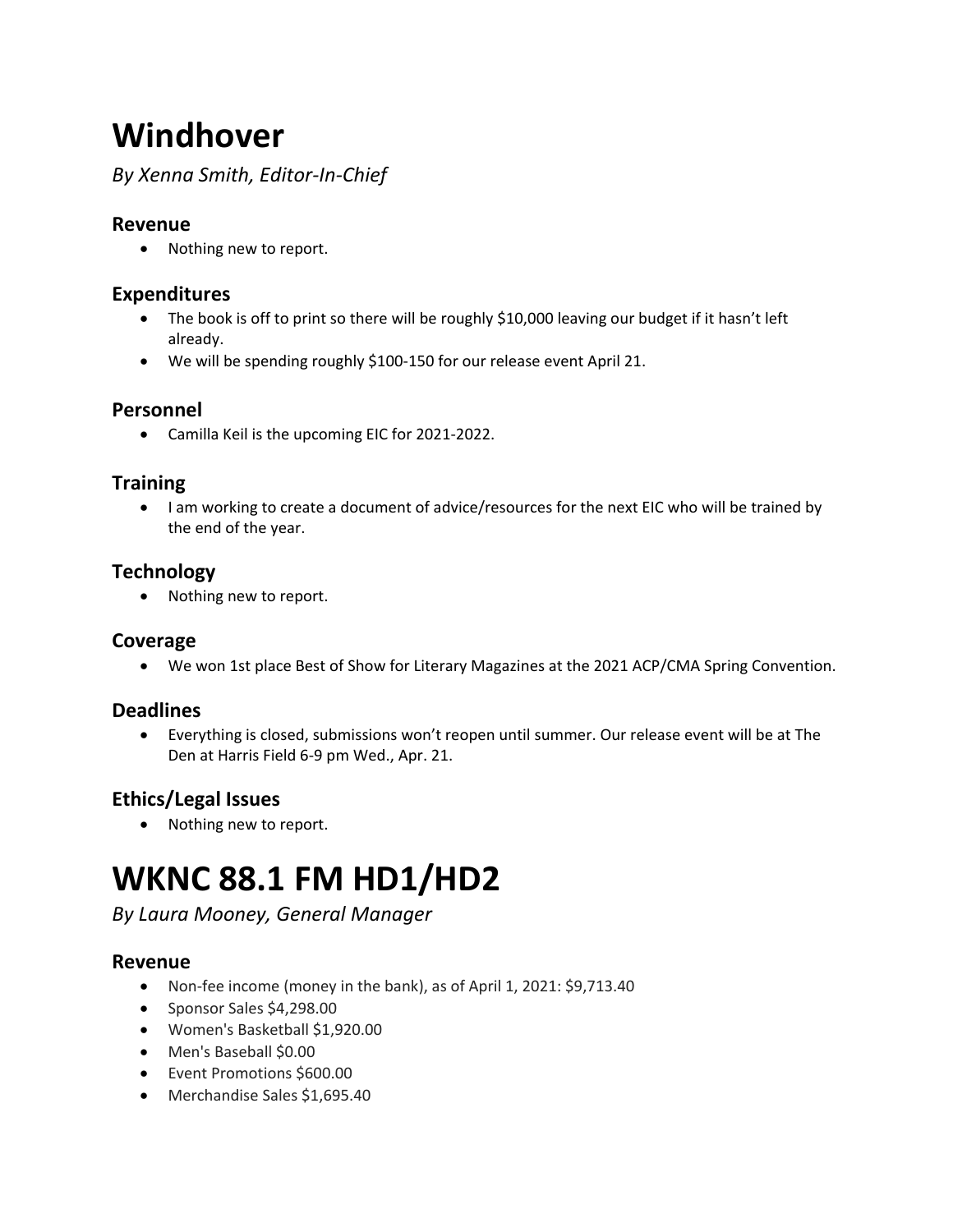# Windhover

*By Xenna Smith, Editor-In-Chief*

### Revenue

- Nothing new to report.

### Expenditures

- The book is off to print so there will be roughly $10,000 leaving our budget if it hasn't left already.
- We will be spending roughly $100-150 for our release event April 21.

### Personnel

- Camilla Keil is the upcoming EIC for 2021-2022.

### Training

- I am working to create a document of advice/resources for the next EIC who will be trained by the end of the year.

### Technology

- Nothing new to report.

### Coverage

- We won 1st place Best of Show for Literary Magazines at the 2021 ACP/CMA Spring Convention.

### Deadlines

- Everything is closed, submissions won't reopen until summer. Our release event will be at The Den at Harris Field 6-9 pm Wed., Apr. 21.

### Ethics/Legal Issues

- Nothing new to report.

# WKNC 88.1 FM HD1/HD2

*By Laura Mooney, General Manager*

### Revenue

- Non-fee income (money in the bank), as of April 1, 2021: $9,713.40
- Sponsor Sales $4,298.00
- Women's Basketball $1,920.00
- Men's Baseball $0.00
- Event Promotions $600.00
- Merchandise Sales $1,695.40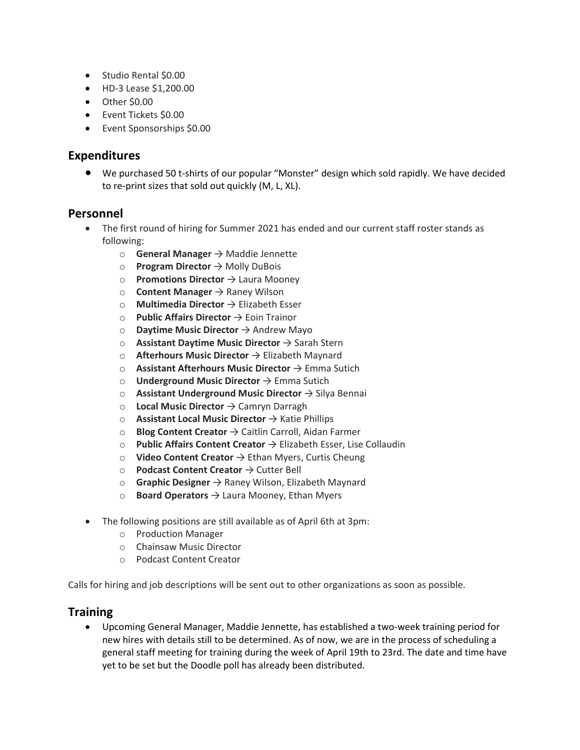- Studio Rental $0.00
- HD-3 Lease $1,200.00
- Other $0.00
- Event Tickets $0.00
- Event Sponsorships $0.00

## Expenditures

- We purchased 50 t-shirts of our popular "Monster" design which sold rapidly. We have decided to re-print sizes that sold out quickly (M, L, XL).

## Personnel

- The first round of hiring for Summer 2021 has ended and our current staff roster stands as following:
  - **General Manager** → Maddie Jennette
  - **Program Director** → Molly DuBois
  - **Promotions Director** → Laura Mooney
  - **Content Manager** → Raney Wilson
  - **Multimedia Director** → Elizabeth Esser
  - **Public Affairs Director** → Eoin Trainor
  - **Daytime Music Director** → Andrew Mayo
  - **Assistant Daytime Music Director** → Sarah Stern
  - **Afterhours Music Director** → Elizabeth Maynard
  - **Assistant Afterhours Music Director** → Emma Sutich
  - **Underground Music Director** → Emma Sutich
  - **Assistant Underground Music Director** → Silya Bennai
  - **Local Music Director** → Camryn Darragh
  - **Assistant Local Music Director** → Katie Phillips
  - **Blog Content Creator** → Caitlin Carroll, Aidan Farmer
  - **Public Affairs Content Creator** → Elizabeth Esser, Lise Collaudin
  - **Video Content Creator** → Ethan Myers, Curtis Cheung
  - **Podcast Content Creator** → Cutter Bell
  - **Graphic Designer** → Raney Wilson, Elizabeth Maynard
  - **Board Operators** → Laura Mooney, Ethan Myers

- The following positions are still available as of April 6th at 3pm:
  - Production Manager
  - Chainsaw Music Director
  - Podcast Content Creator

Calls for hiring and job descriptions will be sent out to other organizations as soon as possible.

## Training

- Upcoming General Manager, Maddie Jennette, has established a two-week training period for new hires with details still to be determined. As of now, we are in the process of scheduling a general staff meeting for training during the week of April 19th to 23rd. The date and time have yet to be set but the Doodle poll has already been distributed.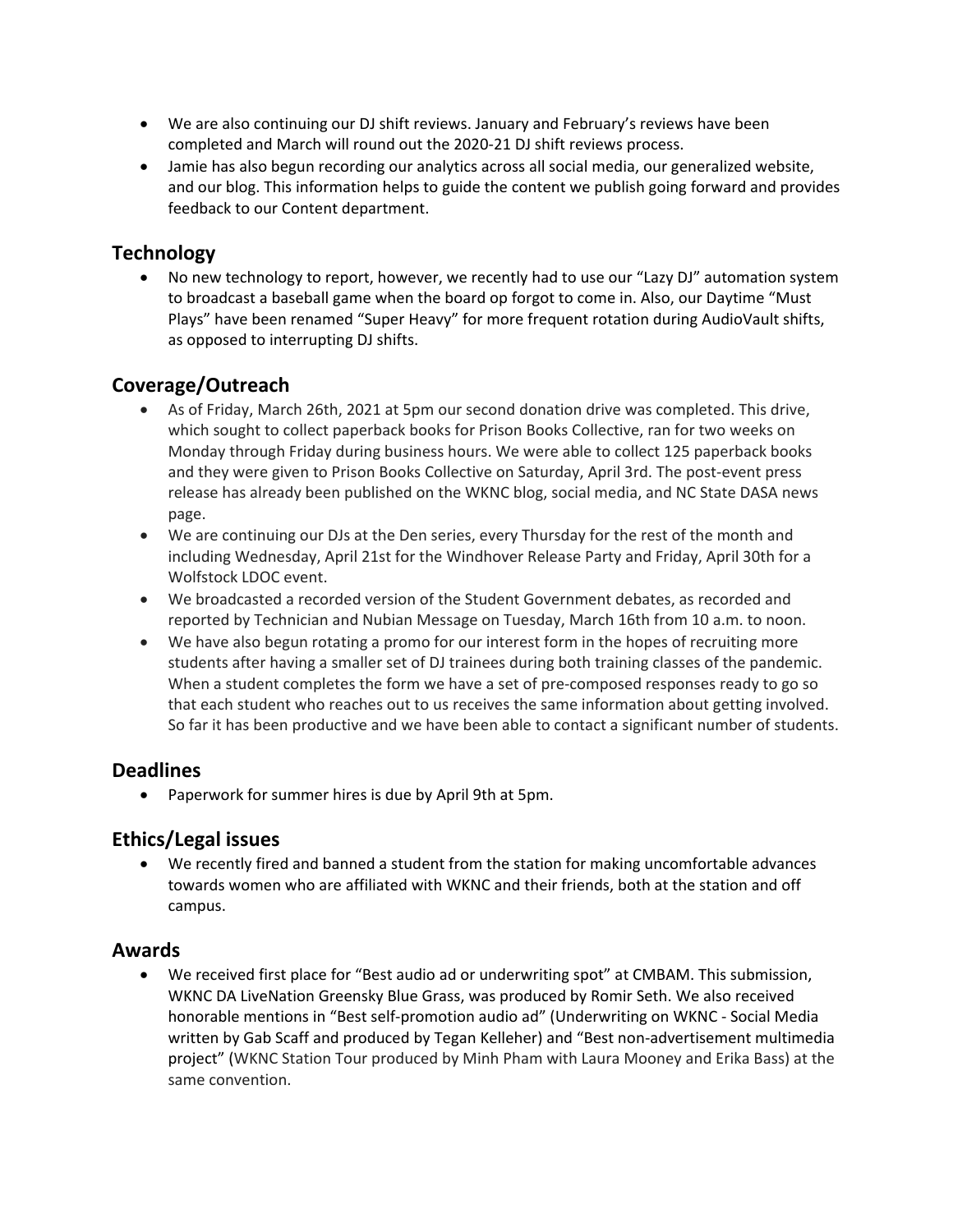- We are also continuing our DJ shift reviews. January and February's reviews have been completed and March will round out the 2020-21 DJ shift reviews process.
- Jamie has also begun recording our analytics across all social media, our generalized website, and our blog. This information helps to guide the content we publish going forward and provides feedback to our Content department.

## Technology

- No new technology to report, however, we recently had to use our "Lazy DJ" automation system to broadcast a baseball game when the board op forgot to come in. Also, our Daytime "Must Plays" have been renamed "Super Heavy" for more frequent rotation during AudioVault shifts, as opposed to interrupting DJ shifts.

## Coverage/Outreach

- As of Friday, March 26th, 2021 at 5pm our second donation drive was completed. This drive, which sought to collect paperback books for Prison Books Collective, ran for two weeks on Monday through Friday during business hours. We were able to collect 125 paperback books and they were given to Prison Books Collective on Saturday, April 3rd. The post-event press release has already been published on the WKNC blog, social media, and NC State DASA news page.
- We are continuing our DJs at the Den series, every Thursday for the rest of the month and including Wednesday, April 21st for the Windhover Release Party and Friday, April 30th for a Wolfstock LDOC event.
- We broadcasted a recorded version of the Student Government debates, as recorded and reported by Technician and Nubian Message on Tuesday, March 16th from 10 a.m. to noon.
- We have also begun rotating a promo for our interest form in the hopes of recruiting more students after having a smaller set of DJ trainees during both training classes of the pandemic. When a student completes the form we have a set of pre-composed responses ready to go so that each student who reaches out to us receives the same information about getting involved. So far it has been productive and we have been able to contact a significant number of students.

## Deadlines

- Paperwork for summer hires is due by April 9th at 5pm.

## Ethics/Legal issues

- We recently fired and banned a student from the station for making uncomfortable advances towards women who are affiliated with WKNC and their friends, both at the station and off campus.

## Awards

- We received first place for "Best audio ad or underwriting spot" at CMBAM. This submission, WKNC DA LiveNation Greensky Blue Grass, was produced by Romir Seth. We also received honorable mentions in "Best self-promotion audio ad" (Underwriting on WKNC - Social Media written by Gab Scaff and produced by Tegan Kelleher) and "Best non-advertisement multimedia project" (WKNC Station Tour produced by Minh Pham with Laura Mooney and Erika Bass) at the same convention.